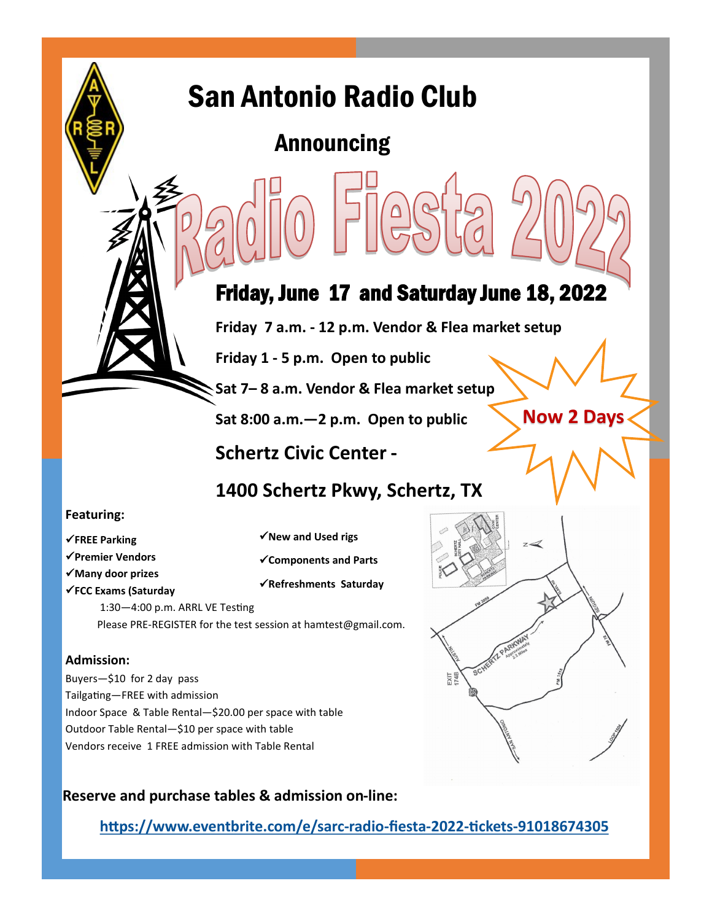# San Antonio Radio Club

## Announcing

# Radio Fiesta 2022

## Friday, June 17 and Saturday June 18, 2022

**Friday 7 a.m. - 12 p.m. Vendor & Flea market setup**

**Friday 1 - 5 p.m. Open to public**

**Sat 7– 8 a.m. Vendor & Flea market setup**

**Sat 8:00 a.m.—2 p.m. Open to public**

**Now 2 Days**

## Schertz Civic Center -

## 1400 Schertz Pkwy, Schertz, TX

**Featuring:**

- ✓**FREE Parking**
- ✓**Premier Vendors**
- ✓**Many door prizes**
- ✓**FCC Exams (Saturday**
  1:30—4:00 p.m. ARRL VE Testing
  Please PRE-REGISTER for the test session at hamtest@gmail.com.
- ✓**New and Used rigs**
- ✓**Components and Parts**
- ✓**Refreshments Saturday**

**Admission:**

Buyers—$10 for 2 day pass
Tailgating—FREE with admission
Indoor Space & Table Rental—$20.00 per space with table
Outdoor Table Rental—$10 per space with table
Vendors receive 1 FREE admission with Table Rental

**Reserve and purchase tables & admission on-line:**

**https://www.eventbrite.com/e/sarc-radio-fiesta-2022-tickets-91018674305**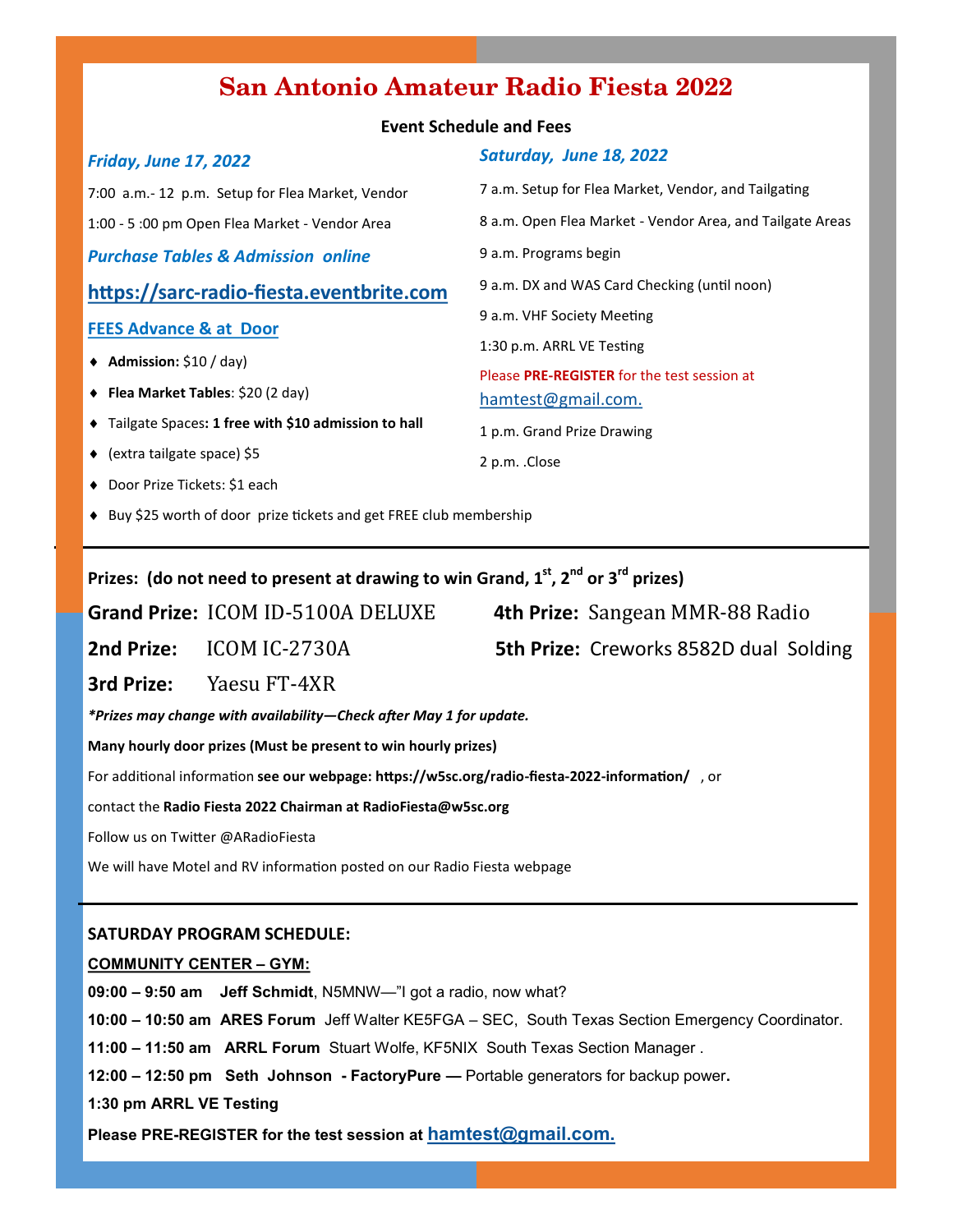# San Antonio Amateur Radio Fiesta 2022

**Event Schedule and Fees**

### *Friday, June 17, 2022*

7:00 a.m.- 12 p.m. Setup for Flea Market, Vendor

1:00 - 5 :00 pm Open Flea Market - Vendor Area

***Purchase Tables & Admission online***

**https://sarc-radio-fiesta.eventbrite.com**

**FEES Advance & at Door**

- **Admission:** $10 / day)
- **Flea Market Tables**: $20 (2 day)
- Tailgate Spaces**: 1 free with $10 admission to hall**
- (extra tailgate space) $5
- Door Prize Tickets: $1 each
- Buy $25 worth of door prize tickets and get FREE club membership

### *Saturday, June 18, 2022*

7 a.m. Setup for Flea Market, Vendor, and Tailgating

8 a.m. Open Flea Market - Vendor Area, and Tailgate Areas

9 a.m. Programs begin

9 a.m. DX and WAS Card Checking (until noon)

9 a.m. VHF Society Meeting

1:30 p.m. ARRL VE Testing

Please **PRE-REGISTER** for the test session at hamtest@gmail.com.

1 p.m. Grand Prize Drawing

2 p.m. .Close

---

**Prizes: (do not need to present at drawing to win Grand, 1st, 2nd or 3rd prizes)**

**Grand Prize:** ICOM ID-5100A DELUXE

**2nd Prize:** ICOM IC-2730A

**3rd Prize:** Yaesu FT-4XR

**4th Prize:** Sangean MMR-88 Radio

**5th Prize:** Creworks 8582D dual Solding

***Prizes may change with availability—Check after May 1 for update.***

**Many hourly door prizes (Must be present to win hourly prizes)**

For additional information **see our webpage: https://w5sc.org/radio-fiesta-2022-information/** , or

contact the **Radio Fiesta 2022 Chairman at RadioFiesta@w5sc.org**

Follow us on Twitter @ARadioFiesta

We will have Motel and RV information posted on our Radio Fiesta webpage

---

**SATURDAY PROGRAM SCHEDULE:**

**COMMUNITY CENTER – GYM:**

**09:00 – 9:50 am Jeff Schmidt**, N5MNW—"I got a radio, now what?

**10:00 – 10:50 am ARES Forum** Jeff Walter KE5FGA – SEC, South Texas Section Emergency Coordinator.

**11:00 – 11:50 am ARRL Forum** Stuart Wolfe, KF5NIX South Texas Section Manager .

**12:00 – 12:50 pm Seth Johnson - FactoryPure —** Portable generators for backup power**.**

**1:30 pm ARRL VE Testing**

**Please PRE-REGISTER for the test session at hamtest@gmail.com.**